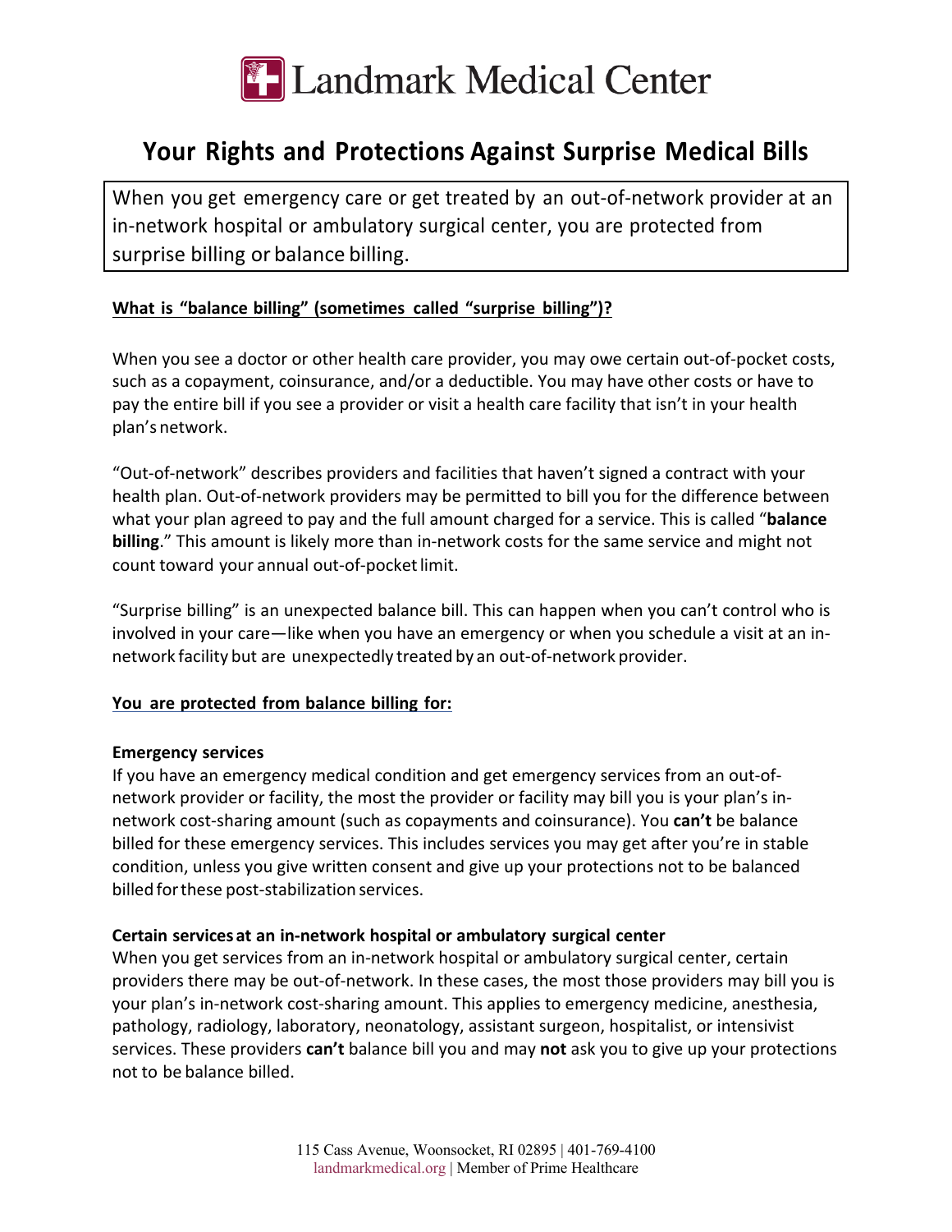# Landmark Medical Center

## Your Rights and Protections Against Surprise Medical Bills

When you get emergency care or get treated by an out-of-network provider at an in-network hospital or ambulatory surgical center, you are protected from surprise billing or balance billing.

**What is "balance billing" (sometimes called "surprise billing")?**

When you see a doctor or other health care provider, you may owe certain out-of-pocket costs, such as a copayment, coinsurance, and/or a deductible. You may have other costs or have to pay the entire bill if you see a provider or visit a health care facility that isn't in your health plan's network.

"Out-of-network" describes providers and facilities that haven't signed a contract with your health plan. Out-of-network providers may be permitted to bill you for the difference between what your plan agreed to pay and the full amount charged for a service. This is called "**balance billing**." This amount is likely more than in-network costs for the same service and might not count toward your annual out-of-pocket limit.

"Surprise billing" is an unexpected balance bill. This can happen when you can't control who is involved in your care—like when you have an emergency or when you schedule a visit at an in-network facility but are unexpectedly treated by an out-of-network provider.

**You are protected from balance billing for:**

**Emergency services**

If you have an emergency medical condition and get emergency services from an out-of-network provider or facility, the most the provider or facility may bill you is your plan's in-network cost-sharing amount (such as copayments and coinsurance). You **can't** be balance billed for these emergency services. This includes services you may get after you're in stable condition, unless you give written consent and give up your protections not to be balanced billed for these post-stabilization services.

**Certain services at an in-network hospital or ambulatory surgical center**

When you get services from an in-network hospital or ambulatory surgical center, certain providers there may be out-of-network. In these cases, the most those providers may bill you is your plan's in-network cost-sharing amount. This applies to emergency medicine, anesthesia, pathology, radiology, laboratory, neonatology, assistant surgeon, hospitalist, or intensivist services. These providers **can't** balance bill you and may **not** ask you to give up your protections not to be balance billed.

115 Cass Avenue, Woonsocket, RI 02895 | 401-769-4100
landmarkmedical.org | Member of Prime Healthcare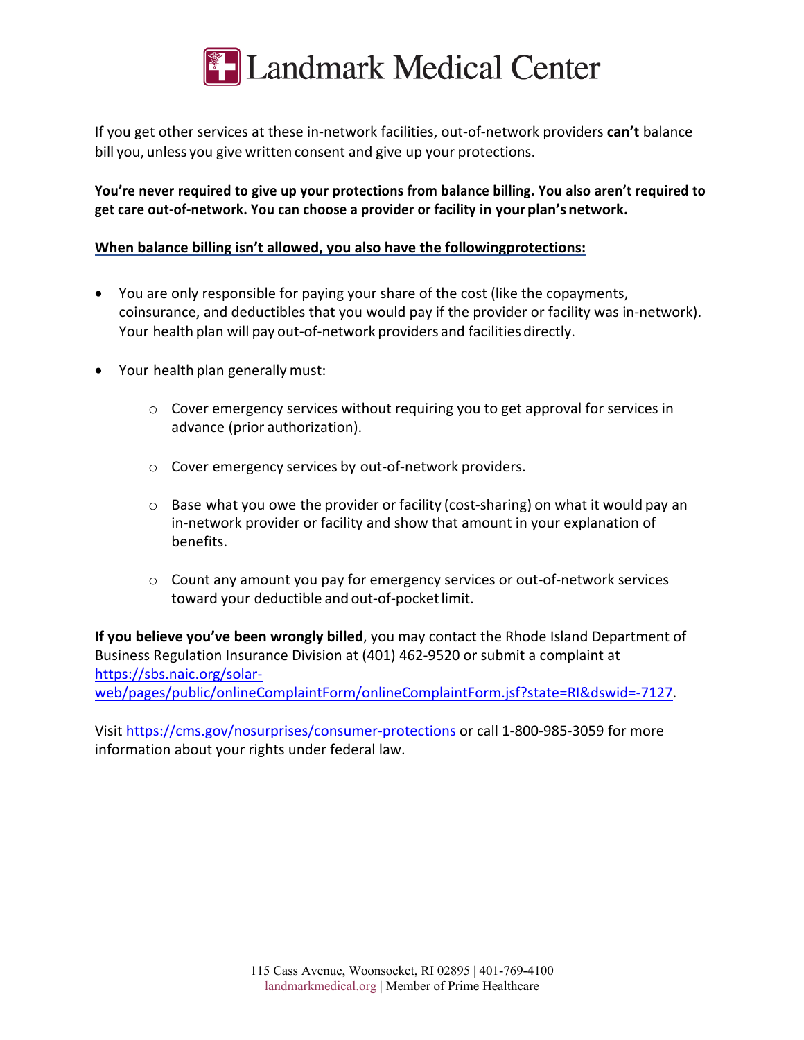# Landmark Medical Center

If you get other services at these in-network facilities, out-of-network providers **can't** balance bill you, unless you give written consent and give up your protections.

**You're never required to give up your protections from balance billing. You also aren't required to get care out-of-network. You can choose a provider or facility in your plan's network.**

**When balance billing isn't allowed, you also have the followingprotections:**

- You are only responsible for paying your share of the cost (like the copayments, coinsurance, and deductibles that you would pay if the provider or facility was in-network). Your health plan will pay out-of-network providers and facilities directly.
- Your health plan generally must:
  - Cover emergency services without requiring you to get approval for services in advance (prior authorization).
  - Cover emergency services by out-of-network providers.
  - Base what you owe the provider or facility (cost-sharing) on what it would pay an in-network provider or facility and show that amount in your explanation of benefits.
  - Count any amount you pay for emergency services or out-of-network services toward your deductible and out-of-pocket limit.

**If you believe you've been wrongly billed**, you may contact the Rhode Island Department of Business Regulation Insurance Division at (401) 462-9520 or submit a complaint at https://sbs.naic.org/solar-web/pages/public/onlineComplaintForm/onlineComplaintForm.jsf?state=RI&dswid=-7127.

Visit https://cms.gov/nosurprises/consumer-protections or call 1-800-985-3059 for more information about your rights under federal law.

115 Cass Avenue, Woonsocket, RI 02895 | 401-769-4100
landmarkmedical.org | Member of Prime Healthcare